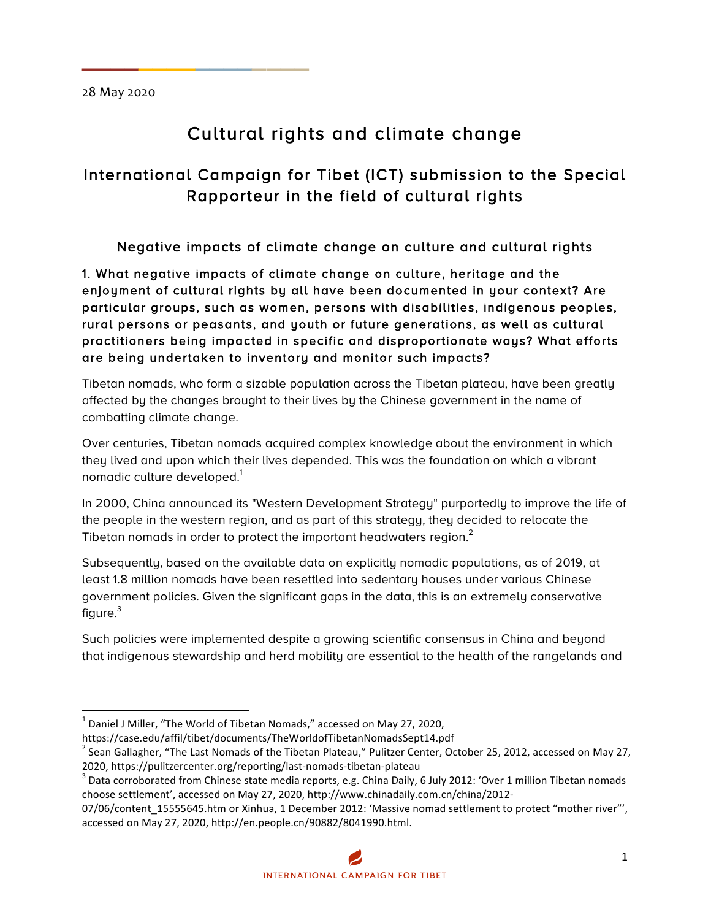28 May 2020

# Cultural rights and climate change

## International Campaign for Tibet (ICT) submission to the Special Rapporteur in the field of cultural rights

### Negative impacts of climate change on culture and cultural rights

**1. What negative impacts of climate change on culture, heritage and the enjoyment of cultural rights by all have been documented in your context? Are particular groups, such as women, persons with disabilities, indigenous peoples, rural persons or peasants, and youth or future generations, as well as cultural practitioners being impacted in specific and disproportionate ways? What efforts are being undertaken to inventory and monitor such impacts?**

Tibetan nomads, who form a sizable population across the Tibetan plateau, have been greatly affected by the changes brought to their lives by the Chinese government in the name of combatting climate change.

Over centuries, Tibetan nomads acquired complex knowledge about the environment in which they lived and upon which their lives depended. This was the foundation on which a vibrant nomadic culture developed.[1]

In 2000, China announced its "Western Development Strategy" purportedly to improve the life of the people in the western region, and as part of this strategy, they decided to relocate the Tibetan nomads in order to protect the important headwaters region.[2]

Subsequently, based on the available data on explicitly nomadic populations, as of 2019, at least 1.8 million nomads have been resettled into sedentary houses under various Chinese government policies. Given the significant gaps in the data, this is an extremely conservative figure.[3]

Such policies were implemented despite a growing scientific consensus in China and beyond that indigenous stewardship and herd mobility are essential to the health of the rangelands and

---

[1] Daniel J Miller, "The World of Tibetan Nomads," accessed on May 27, 2020, https://case.edu/affil/tibet/documents/TheWorldofTibetanNomadsSept14.pdf

[2] Sean Gallagher, "The Last Nomads of the Tibetan Plateau," Pulitzer Center, October 25, 2012, accessed on May 27, 2020, https://pulitzercenter.org/reporting/last-nomads-tibetan-plateau

[3] Data corroborated from Chinese state media reports, e.g. China Daily, 6 July 2012: 'Over 1 million Tibetan nomads choose settlement', accessed on May 27, 2020, http://www.chinadaily.com.cn/china/2012-07/06/content_15555645.htm or Xinhua, 1 December 2012: 'Massive nomad settlement to protect "mother river"', accessed on May 27, 2020, http://en.people.cn/90882/8041990.html.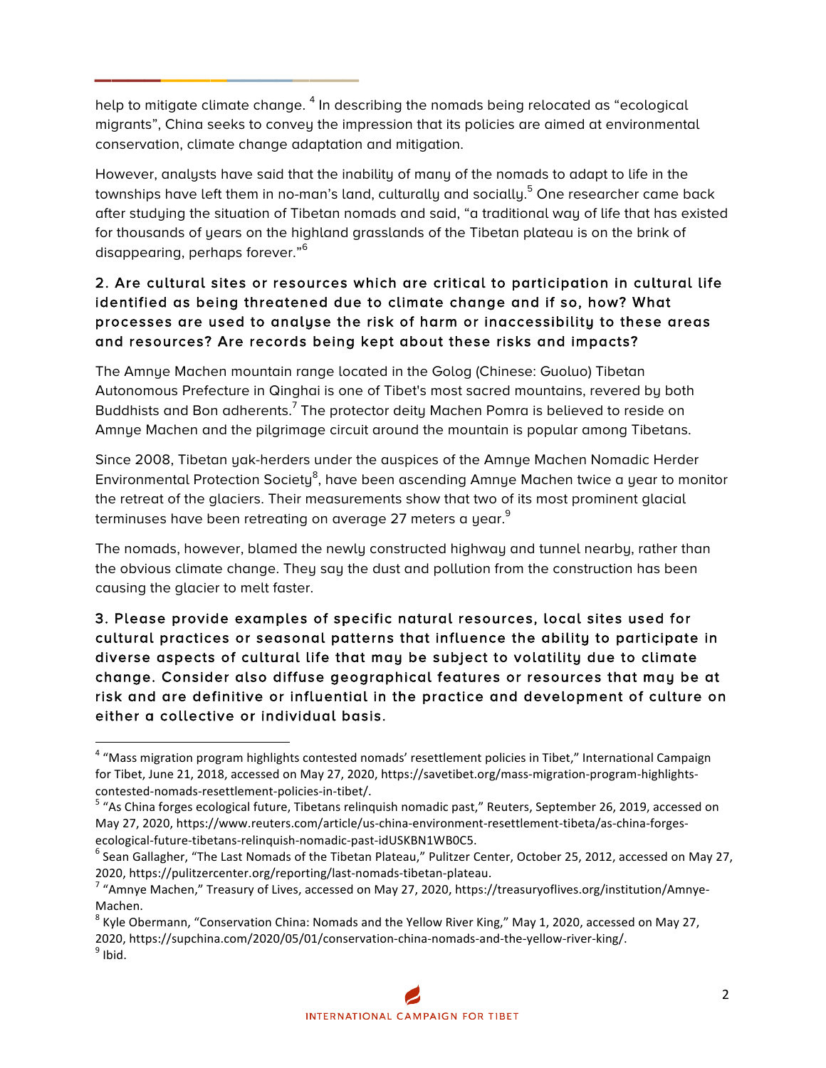help to mitigate climate change. [4] In describing the nomads being relocated as "ecological migrants", China seeks to convey the impression that its policies are aimed at environmental conservation, climate change adaptation and mitigation.

However, analysts have said that the inability of many of the nomads to adapt to life in the townships have left them in no-man's land, culturally and socially.[5] One researcher came back after studying the situation of Tibetan nomads and said, "a traditional way of life that has existed for thousands of years on the highland grasslands of the Tibetan plateau is on the brink of disappearing, perhaps forever."[6]

### 2. Are cultural sites or resources which are critical to participation in cultural life identified as being threatened due to climate change and if so, how? What processes are used to analyse the risk of harm or inaccessibility to these areas and resources? Are records being kept about these risks and impacts?

The Amnye Machen mountain range located in the Golog (Chinese: Guoluo) Tibetan Autonomous Prefecture in Qinghai is one of Tibet's most sacred mountains, revered by both Buddhists and Bon adherents.[7] The protector deity Machen Pomra is believed to reside on Amnye Machen and the pilgrimage circuit around the mountain is popular among Tibetans.

Since 2008, Tibetan yak-herders under the auspices of the Amnye Machen Nomadic Herder Environmental Protection Society[8], have been ascending Amnye Machen twice a year to monitor the retreat of the glaciers. Their measurements show that two of its most prominent glacial terminuses have been retreating on average 27 meters a year.[9]

The nomads, however, blamed the newly constructed highway and tunnel nearby, rather than the obvious climate change. They say the dust and pollution from the construction has been causing the glacier to melt faster.

### 3. Please provide examples of specific natural resources, local sites used for cultural practices or seasonal patterns that influence the ability to participate in diverse aspects of cultural life that may be subject to volatility due to climate change. Consider also diffuse geographical features or resources that may be at risk and are definitive or influential in the practice and development of culture on either a collective or individual basis.

---

[4] "Mass migration program highlights contested nomads' resettlement policies in Tibet," International Campaign for Tibet, June 21, 2018, accessed on May 27, 2020, https://savetibet.org/mass-migration-program-highlights-contested-nomads-resettlement-policies-in-tibet/.

[5] "As China forges ecological future, Tibetans relinquish nomadic past," Reuters, September 26, 2019, accessed on May 27, 2020, https://www.reuters.com/article/us-china-environment-resettlement-tibeta/as-china-forges-ecological-future-tibetans-relinquish-nomadic-past-idUSKBN1WB0C5.

[6] Sean Gallagher, "The Last Nomads of the Tibetan Plateau," Pulitzer Center, October 25, 2012, accessed on May 27, 2020, https://pulitzercenter.org/reporting/last-nomads-tibetan-plateau.

[7] "Amnye Machen," Treasury of Lives, accessed on May 27, 2020, https://treasuryoflives.org/institution/Amnye-Machen.

[8] Kyle Obermann, "Conservation China: Nomads and the Yellow River King," May 1, 2020, accessed on May 27, 2020, https://supchina.com/2020/05/01/conservation-china-nomads-and-the-yellow-river-king/.

[9] Ibid.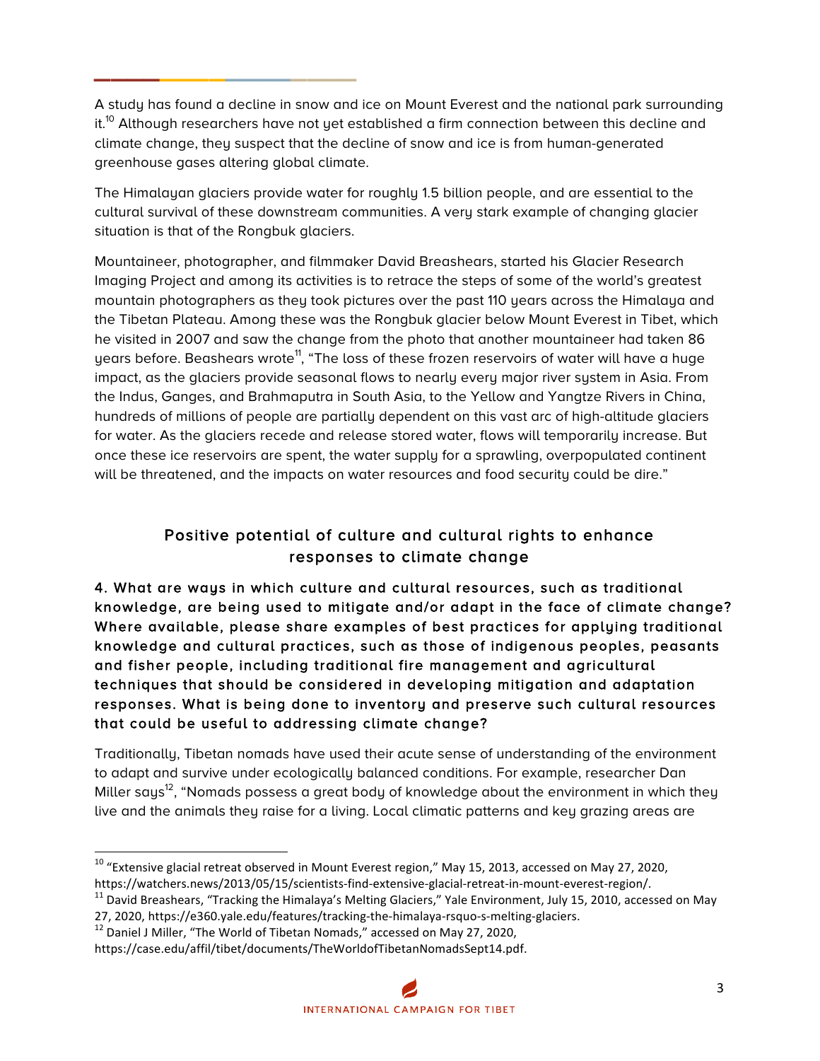A study has found a decline in snow and ice on Mount Everest and the national park surrounding it.[10] Although researchers have not yet established a firm connection between this decline and climate change, they suspect that the decline of snow and ice is from human-generated greenhouse gases altering global climate.

The Himalayan glaciers provide water for roughly 1.5 billion people, and are essential to the cultural survival of these downstream communities. A very stark example of changing glacier situation is that of the Rongbuk glaciers.

Mountaineer, photographer, and filmmaker David Breashears, started his Glacier Research Imaging Project and among its activities is to retrace the steps of some of the world's greatest mountain photographers as they took pictures over the past 110 years across the Himalaya and the Tibetan Plateau. Among these was the Rongbuk glacier below Mount Everest in Tibet, which he visited in 2007 and saw the change from the photo that another mountaineer had taken 86 years before. Beashears wrote[11], "The loss of these frozen reservoirs of water will have a huge impact, as the glaciers provide seasonal flows to nearly every major river system in Asia. From the Indus, Ganges, and Brahmaputra in South Asia, to the Yellow and Yangtze Rivers in China, hundreds of millions of people are partially dependent on this vast arc of high-altitude glaciers for water. As the glaciers recede and release stored water, flows will temporarily increase. But once these ice reservoirs are spent, the water supply for a sprawling, overpopulated continent will be threatened, and the impacts on water resources and food security could be dire."

## Positive potential of culture and cultural rights to enhance responses to climate change

### 4. What are ways in which culture and cultural resources, such as traditional knowledge, are being used to mitigate and/or adapt in the face of climate change? Where available, please share examples of best practices for applying traditional knowledge and cultural practices, such as those of indigenous peoples, peasants and fisher people, including traditional fire management and agricultural techniques that should be considered in developing mitigation and adaptation responses. What is being done to inventory and preserve such cultural resources that could be useful to addressing climate change?

Traditionally, Tibetan nomads have used their acute sense of understanding of the environment to adapt and survive under ecologically balanced conditions. For example, researcher Dan Miller says[12], "Nomads possess a great body of knowledge about the environment in which they live and the animals they raise for a living. Local climatic patterns and key grazing areas are

[10] "Extensive glacial retreat observed in Mount Everest region," May 15, 2013, accessed on May 27, 2020, https://watchers.news/2013/05/15/scientists-find-extensive-glacial-retreat-in-mount-everest-region/.

[11] David Breashears, "Tracking the Himalaya's Melting Glaciers," Yale Environment, July 15, 2010, accessed on May 27, 2020, https://e360.yale.edu/features/tracking-the-himalaya-rsquo-s-melting-glaciers.

[12] Daniel J Miller, "The World of Tibetan Nomads," accessed on May 27, 2020, https://case.edu/affil/tibet/documents/TheWorldofTibetanNomadsSept14.pdf.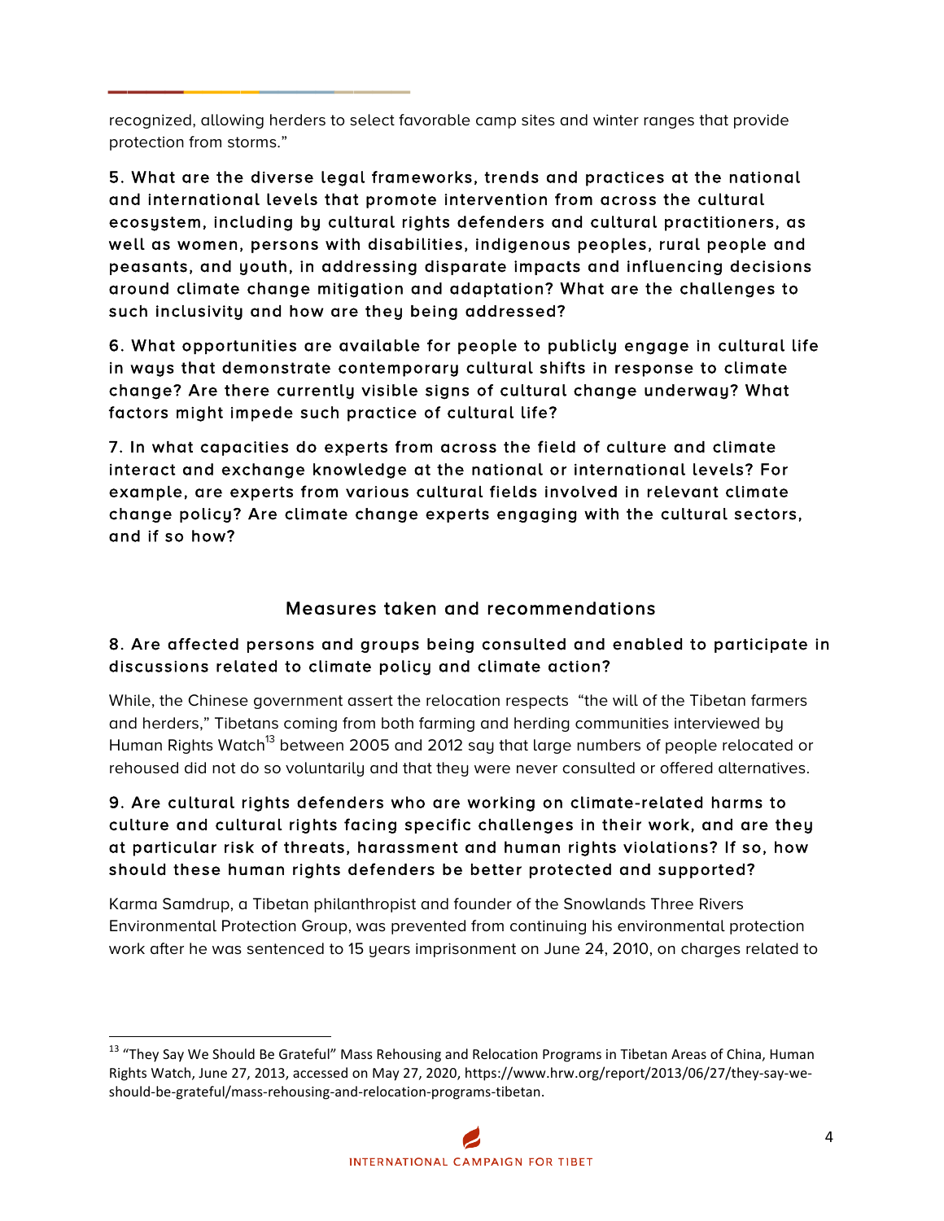recognized, allowing herders to select favorable camp sites and winter ranges that provide protection from storms."

**5. What are the diverse legal frameworks, trends and practices at the national and international levels that promote intervention from across the cultural ecosystem, including by cultural rights defenders and cultural practitioners, as well as women, persons with disabilities, indigenous peoples, rural people and peasants, and youth, in addressing disparate impacts and influencing decisions around climate change mitigation and adaptation? What are the challenges to such inclusivity and how are they being addressed?**

**6. What opportunities are available for people to publicly engage in cultural life in ways that demonstrate contemporary cultural shifts in response to climate change? Are there currently visible signs of cultural change underway? What factors might impede such practice of cultural life?**

**7. In what capacities do experts from across the field of culture and climate interact and exchange knowledge at the national or international levels? For example, are experts from various cultural fields involved in relevant climate change policy? Are climate change experts engaging with the cultural sectors, and if so how?**

## Measures taken and recommendations

**8. Are affected persons and groups being consulted and enabled to participate in discussions related to climate policy and climate action?**

While, the Chinese government assert the relocation respects "the will of the Tibetan farmers and herders," Tibetans coming from both farming and herding communities interviewed by Human Rights Watch[13] between 2005 and 2012 say that large numbers of people relocated or rehoused did not do so voluntarily and that they were never consulted or offered alternatives.

**9. Are cultural rights defenders who are working on climate-related harms to culture and cultural rights facing specific challenges in their work, and are they at particular risk of threats, harassment and human rights violations? If so, how should these human rights defenders be better protected and supported?**

Karma Samdrup, a Tibetan philanthropist and founder of the Snowlands Three Rivers Environmental Protection Group, was prevented from continuing his environmental protection work after he was sentenced to 15 years imprisonment on June 24, 2010, on charges related to

[13] "They Say We Should Be Grateful" Mass Rehousing and Relocation Programs in Tibetan Areas of China, Human Rights Watch, June 27, 2013, accessed on May 27, 2020, https://www.hrw.org/report/2013/06/27/they-say-we-should-be-grateful/mass-rehousing-and-relocation-programs-tibetan.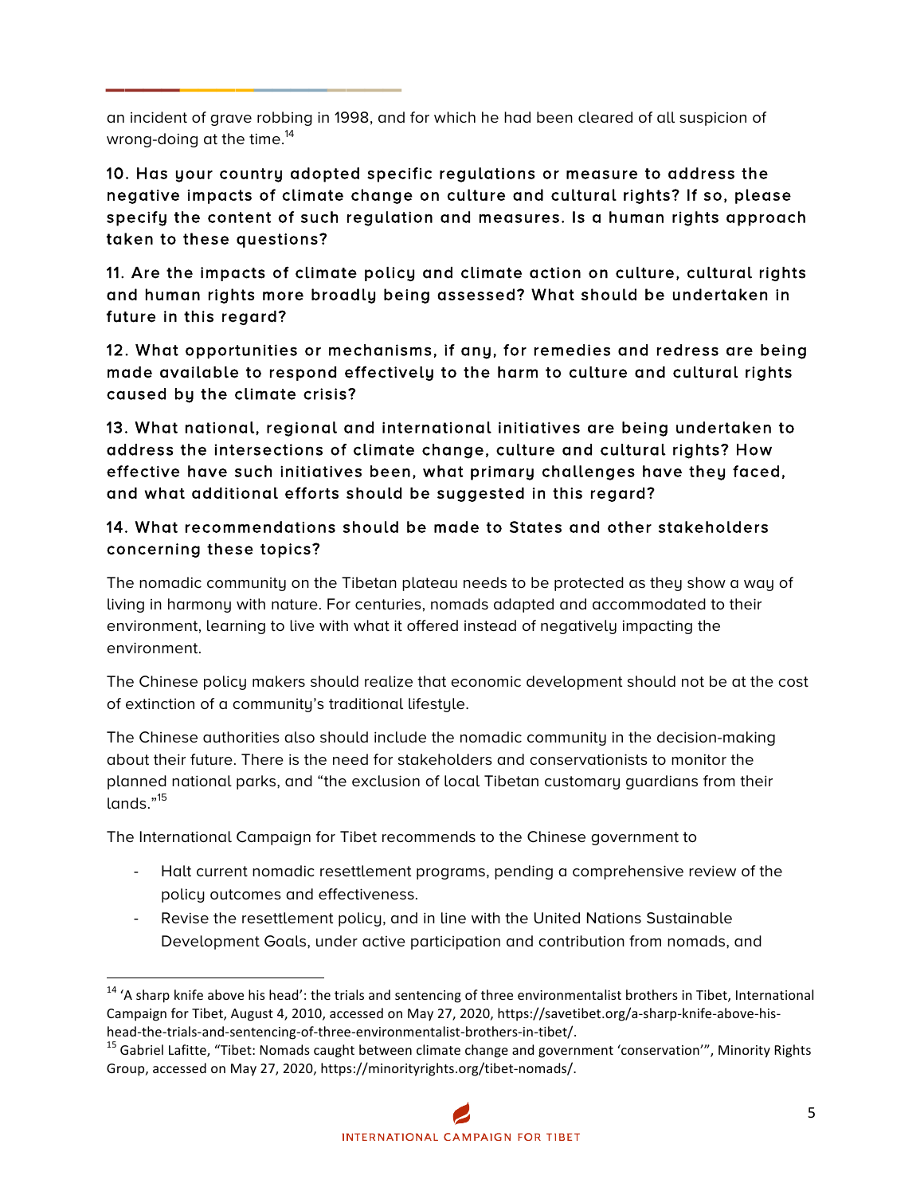an incident of grave robbing in 1998, and for which he had been cleared of all suspicion of wrong-doing at the time.[14]

### 10. Has your country adopted specific regulations or measure to address the negative impacts of climate change on culture and cultural rights? If so, please specify the content of such regulation and measures. Is a human rights approach taken to these questions?

### 11. Are the impacts of climate policy and climate action on culture, cultural rights and human rights more broadly being assessed? What should be undertaken in future in this regard?

### 12. What opportunities or mechanisms, if any, for remedies and redress are being made available to respond effectively to the harm to culture and cultural rights caused by the climate crisis?

### 13. What national, regional and international initiatives are being undertaken to address the intersections of climate change, culture and cultural rights? How effective have such initiatives been, what primary challenges have they faced, and what additional efforts should be suggested in this regard?

### 14. What recommendations should be made to States and other stakeholders concerning these topics?

The nomadic community on the Tibetan plateau needs to be protected as they show a way of living in harmony with nature. For centuries, nomads adapted and accommodated to their environment, learning to live with what it offered instead of negatively impacting the environment.

The Chinese policy makers should realize that economic development should not be at the cost of extinction of a community's traditional lifestyle.

The Chinese authorities also should include the nomadic community in the decision-making about their future. There is the need for stakeholders and conservationists to monitor the planned national parks, and "the exclusion of local Tibetan customary guardians from their lands."[15]

The International Campaign for Tibet recommends to the Chinese government to

- Halt current nomadic resettlement programs, pending a comprehensive review of the policy outcomes and effectiveness.
- Revise the resettlement policy, and in line with the United Nations Sustainable Development Goals, under active participation and contribution from nomads, and

---

[14] 'A sharp knife above his head': the trials and sentencing of three environmentalist brothers in Tibet, International Campaign for Tibet, August 4, 2010, accessed on May 27, 2020, https://savetibet.org/a-sharp-knife-above-his-head-the-trials-and-sentencing-of-three-environmentalist-brothers-in-tibet/.

[15] Gabriel Lafitte, "Tibet: Nomads caught between climate change and government 'conservation'", Minority Rights Group, accessed on May 27, 2020, https://minorityrights.org/tibet-nomads/.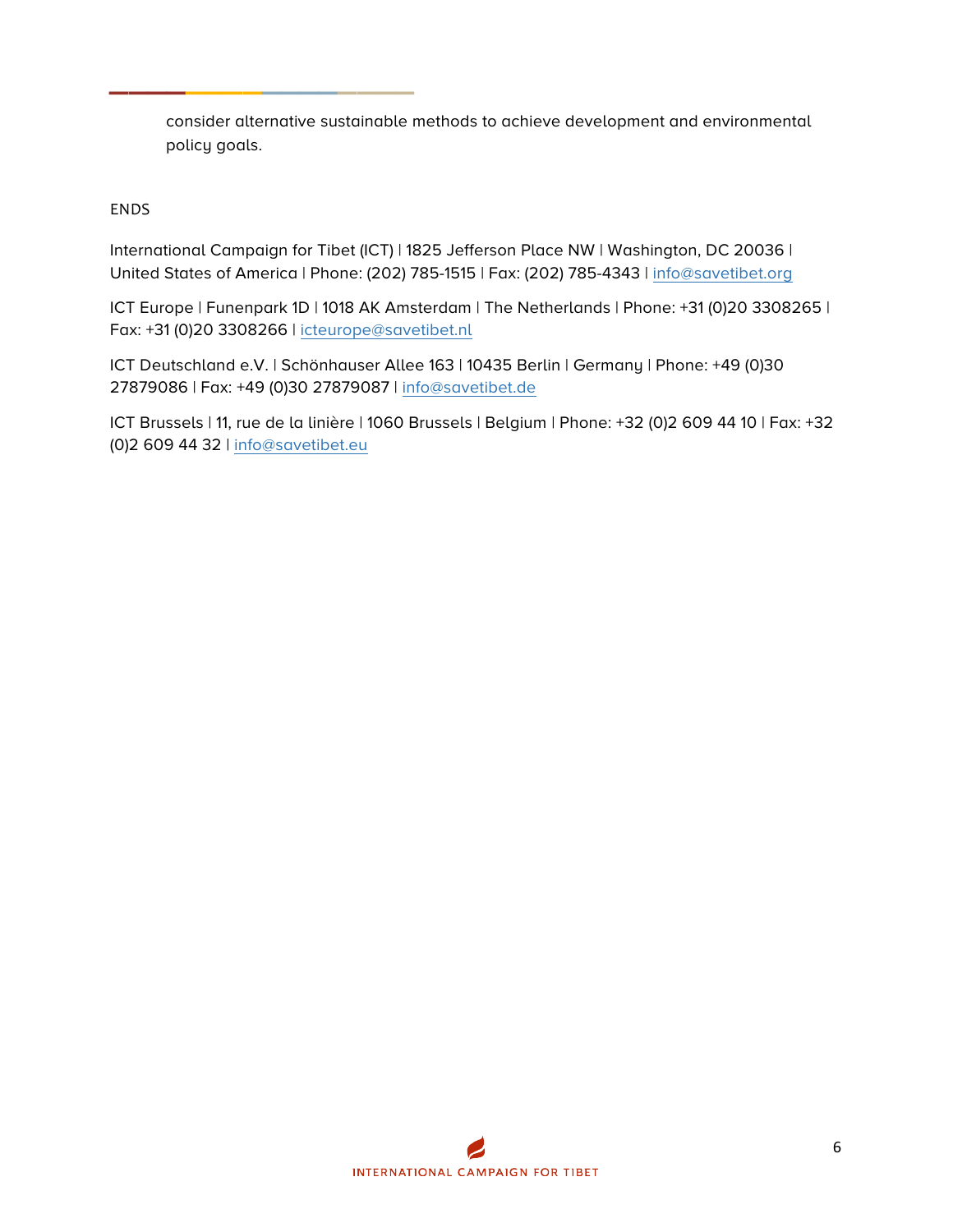consider alternative sustainable methods to achieve development and environmental policy goals.

ENDS

International Campaign for Tibet (ICT) | 1825 Jefferson Place NW | Washington, DC 20036 | United States of America | Phone: (202) 785-1515 | Fax: (202) 785-4343 | info@savetibet.org

ICT Europe | Funenpark 1D | 1018 AK Amsterdam | The Netherlands | Phone: +31 (0)20 3308265 | Fax: +31 (0)20 3308266 | icteurope@savetibet.nl

ICT Deutschland e.V. | Schönhauser Allee 163 | 10435 Berlin | Germany | Phone: +49 (0)30 27879086 | Fax: +49 (0)30 27879087 | info@savetibet.de

ICT Brussels | 11, rue de la linière | 1060 Brussels | Belgium | Phone: +32 (0)2 609 44 10 | Fax: +32 (0)2 609 44 32 | info@savetibet.eu